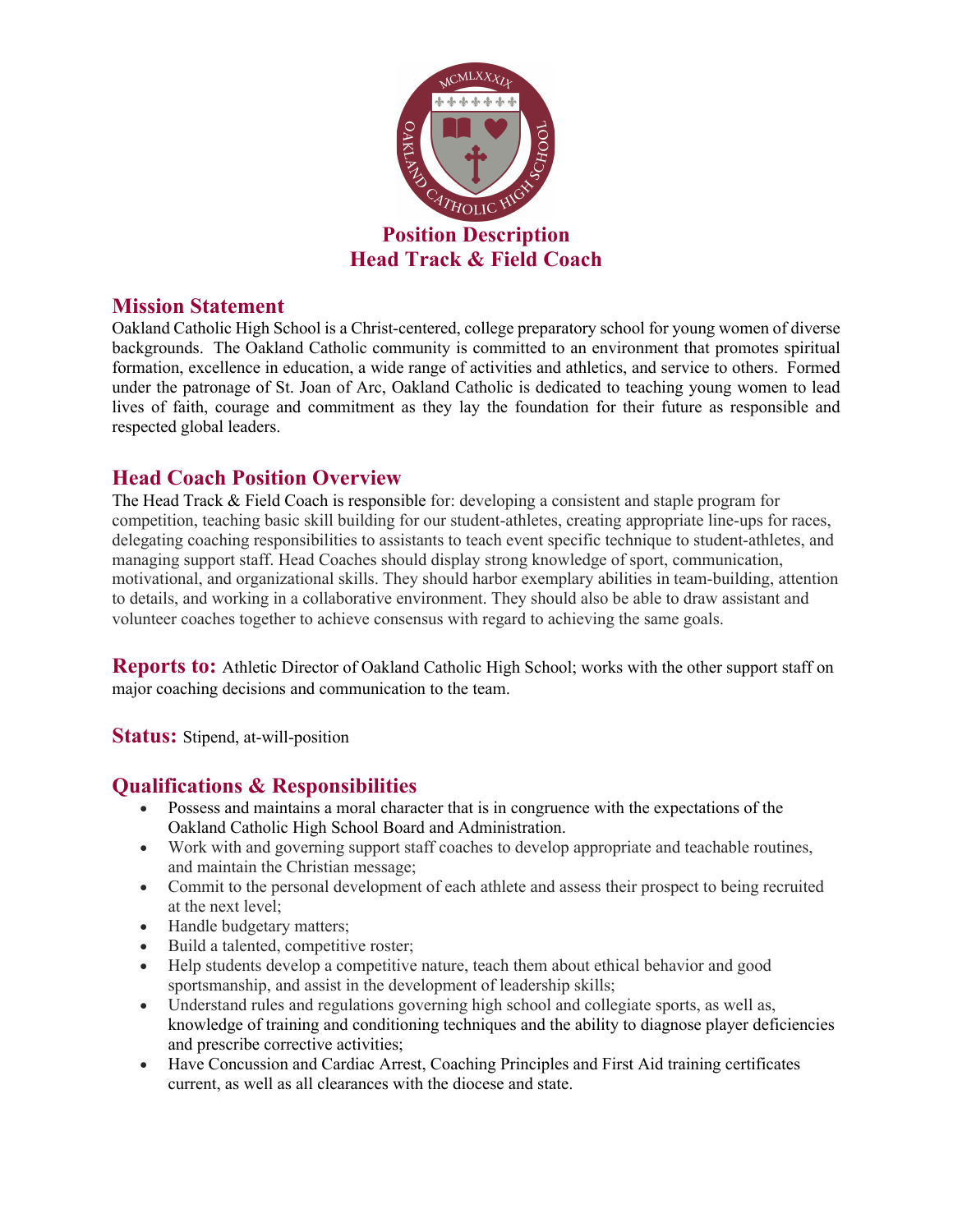# Position Description
# Head Track & Field Coach

## Mission Statement

Oakland Catholic High School is a Christ-centered, college preparatory school for young women of diverse backgrounds. The Oakland Catholic community is committed to an environment that promotes spiritual formation, excellence in education, a wide range of activities and athletics, and service to others. Formed under the patronage of St. Joan of Arc, Oakland Catholic is dedicated to teaching young women to lead lives of faith, courage and commitment as they lay the foundation for their future as responsible and respected global leaders.

## Head Coach Position Overview

The Head Track & Field Coach is responsible for: developing a consistent and staple program for competition, teaching basic skill building for our student-athletes, creating appropriate line-ups for races, delegating coaching responsibilities to assistants to teach event specific technique to student-athletes, and managing support staff. Head Coaches should display strong knowledge of sport, communication, motivational, and organizational skills. They should harbor exemplary abilities in team-building, attention to details, and working in a collaborative environment. They should also be able to draw assistant and volunteer coaches together to achieve consensus with regard to achieving the same goals.

**Reports to:** Athletic Director of Oakland Catholic High School; works with the other support staff on major coaching decisions and communication to the team.

**Status:** Stipend, at-will-position

## Qualifications & Responsibilities

- Possess and maintains a moral character that is in congruence with the expectations of the Oakland Catholic High School Board and Administration.
- Work with and governing support staff coaches to develop appropriate and teachable routines, and maintain the Christian message;
- Commit to the personal development of each athlete and assess their prospect to being recruited at the next level;
- Handle budgetary matters;
- Build a talented, competitive roster;
- Help students develop a competitive nature, teach them about ethical behavior and good sportsmanship, and assist in the development of leadership skills;
- Understand rules and regulations governing high school and collegiate sports, as well as, knowledge of training and conditioning techniques and the ability to diagnose player deficiencies and prescribe corrective activities;
- Have Concussion and Cardiac Arrest, Coaching Principles and First Aid training certificates current, as well as all clearances with the diocese and state.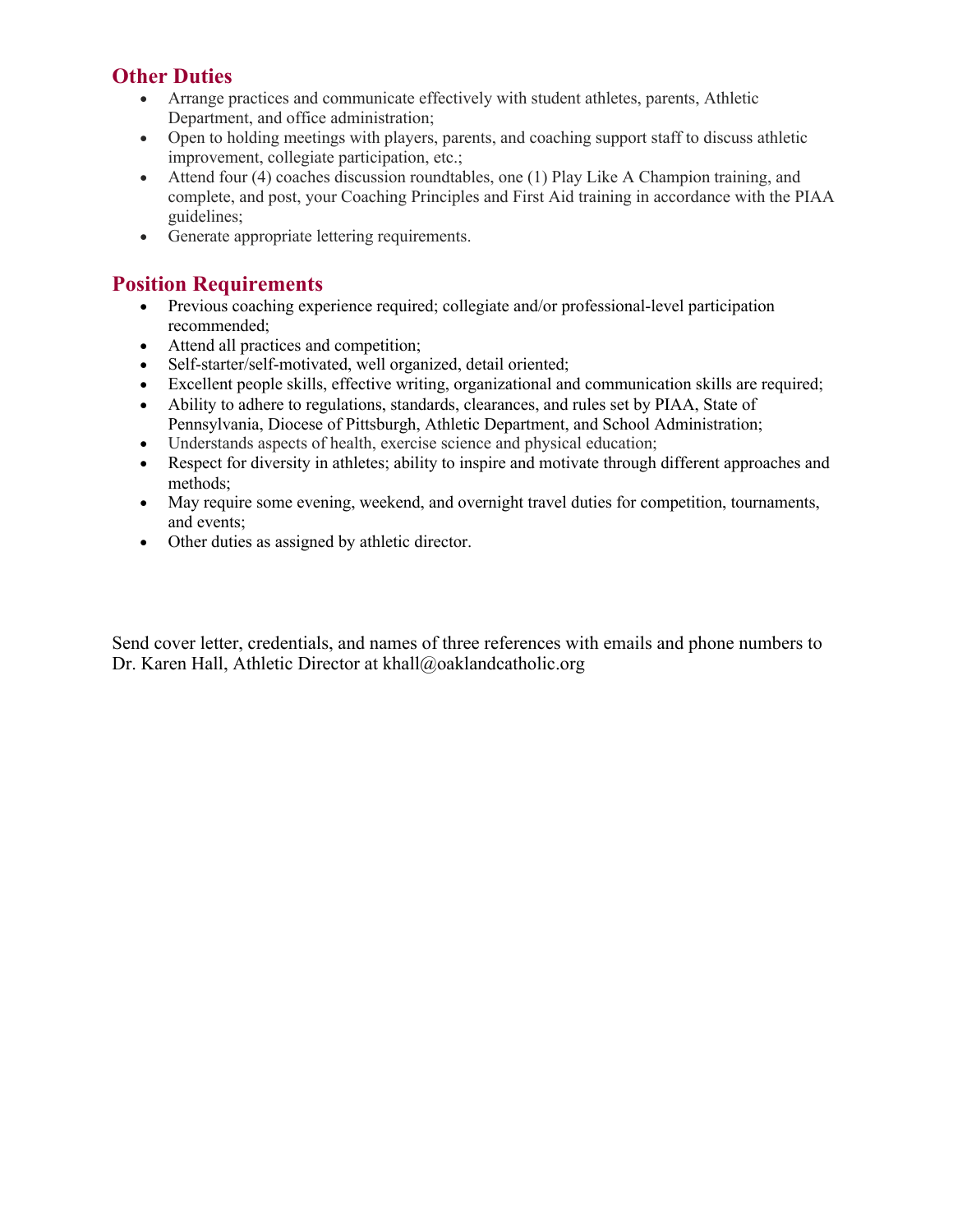## Other Duties

- Arrange practices and communicate effectively with student athletes, parents, Athletic Department, and office administration;
- Open to holding meetings with players, parents, and coaching support staff to discuss athletic improvement, collegiate participation, etc.;
- Attend four (4) coaches discussion roundtables, one (1) Play Like A Champion training, and complete, and post, your Coaching Principles and First Aid training in accordance with the PIAA guidelines;
- Generate appropriate lettering requirements.

## Position Requirements

- Previous coaching experience required; collegiate and/or professional-level participation recommended;
- Attend all practices and competition;
- Self-starter/self-motivated, well organized, detail oriented;
- Excellent people skills, effective writing, organizational and communication skills are required;
- Ability to adhere to regulations, standards, clearances, and rules set by PIAA, State of Pennsylvania, Diocese of Pittsburgh, Athletic Department, and School Administration;
- Understands aspects of health, exercise science and physical education;
- Respect for diversity in athletes; ability to inspire and motivate through different approaches and methods;
- May require some evening, weekend, and overnight travel duties for competition, tournaments, and events;
- Other duties as assigned by athletic director.

Send cover letter, credentials, and names of three references with emails and phone numbers to Dr. Karen Hall, Athletic Director at khall@oaklandcatholic.org